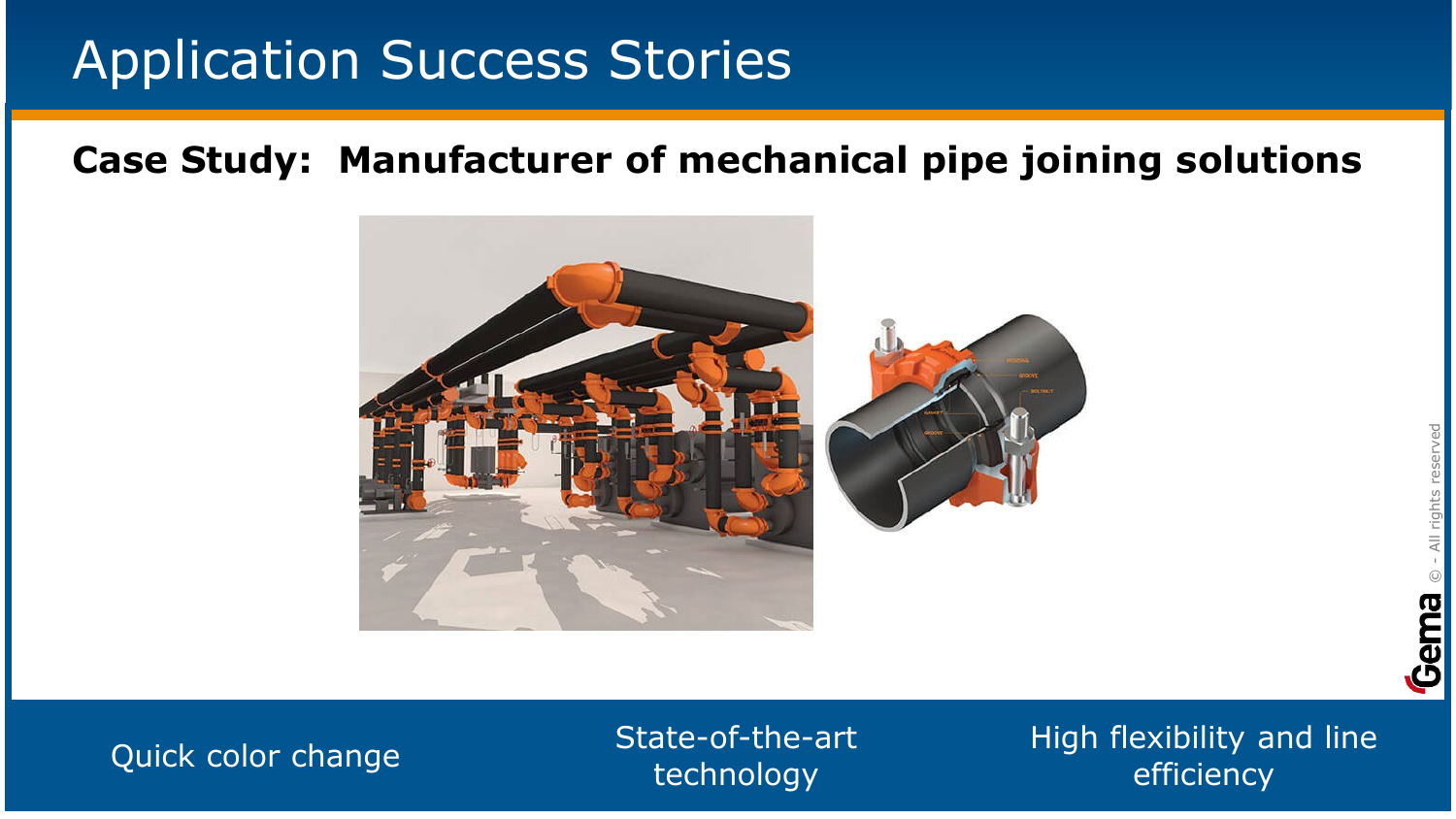# Application Success Stories

## Case Study: Manufacturer of mechanical pipe joining solutions

Quick color change

State-of-the-art technology

High flexibility and line efficiency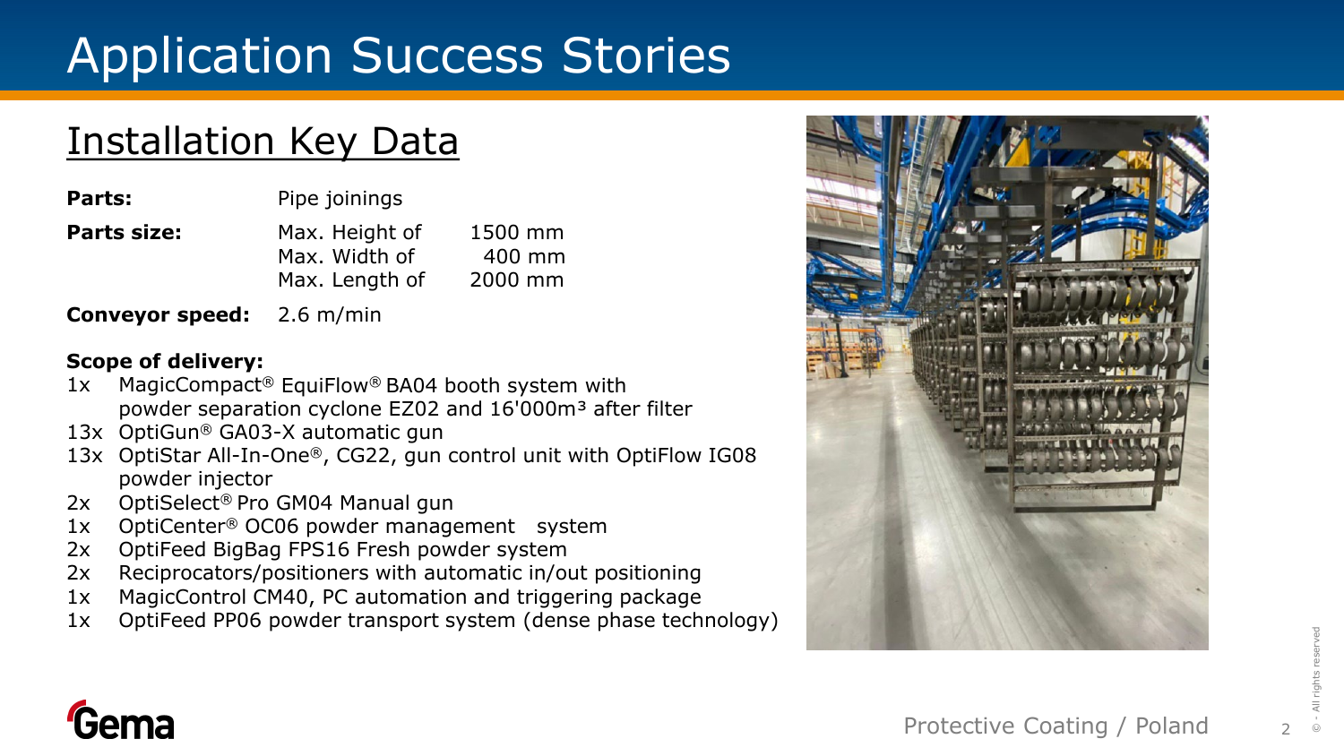# Application Success Stories

## Installation Key Data

| | | |
|---|---|---|
| **Parts:** | Pipe joinings | |
| **Parts size:** | Max. Height of | 1500 mm |
| | Max. Width of | 400 mm |
| | Max. Length of | 2000 mm |
| **Conveyor speed:** | 2.6 m/min | |

**Scope of delivery:**

- 1x MagicCompact® EquiFlow® BA04 booth system with powder separation cyclone EZ02 and 16'000m³ after filter
- 13x OptiGun® GA03-X automatic gun
- 13x OptiStar All-In-One®, CG22, gun control unit with OptiFlow IG08 powder injector
- 2x OptiSelect® Pro GM04 Manual gun
- 1x OptiCenter® OC06 powder management system
- 2x OptiFeed BigBag FPS16 Fresh powder system
- 2x Reciprocators/positioners with automatic in/out positioning
- 1x MagicControl CM40, PC automation and triggering package
- 1x OptiFeed PP06 powder transport system (dense phase technology)

Protective Coating / Poland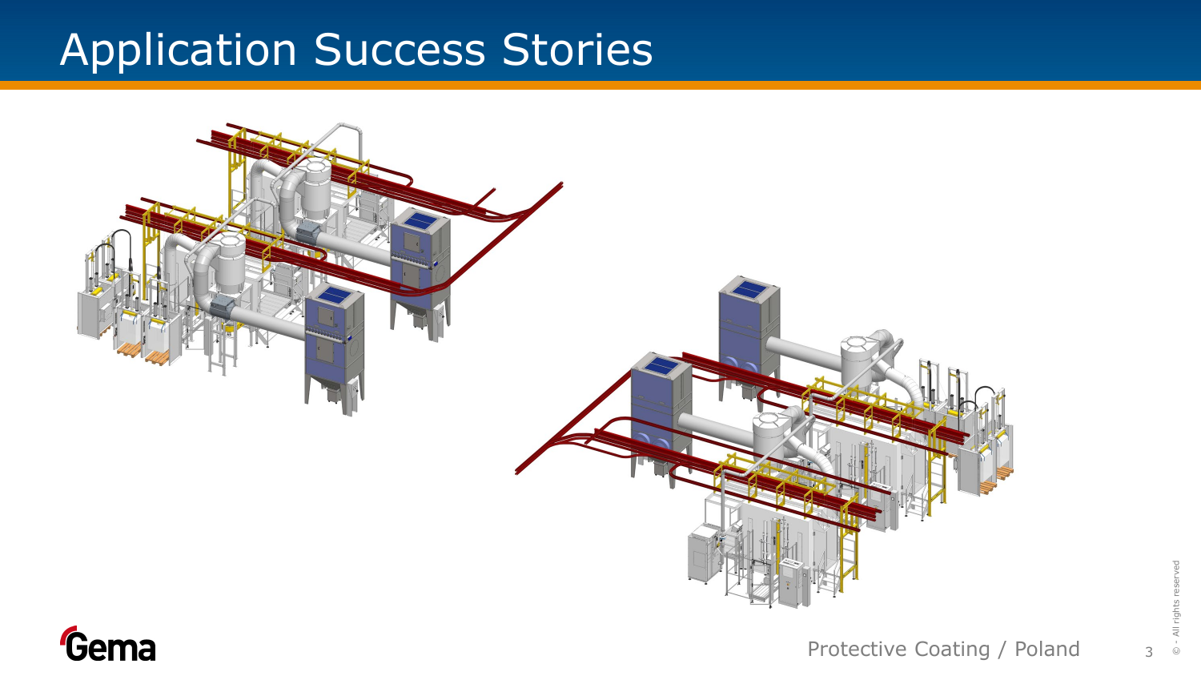# Application Success Stories

Protective Coating / Poland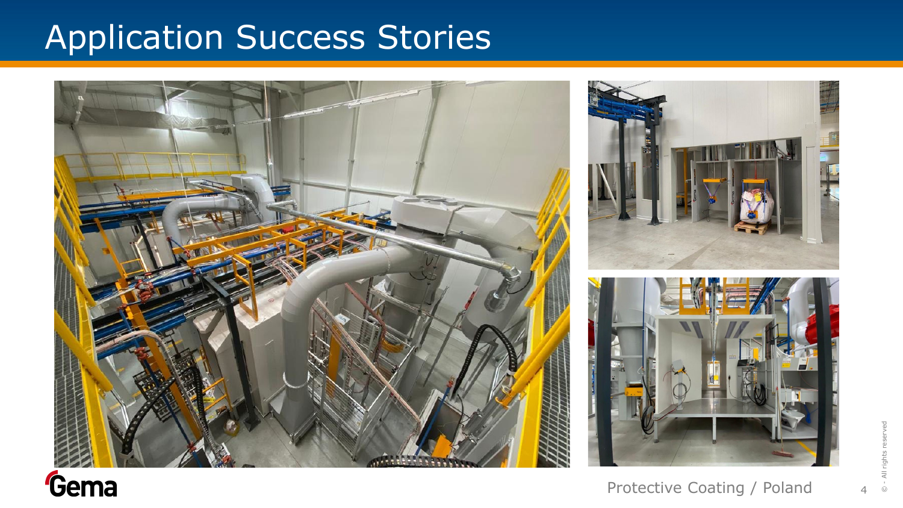# Application Success Stories

Protective Coating / Poland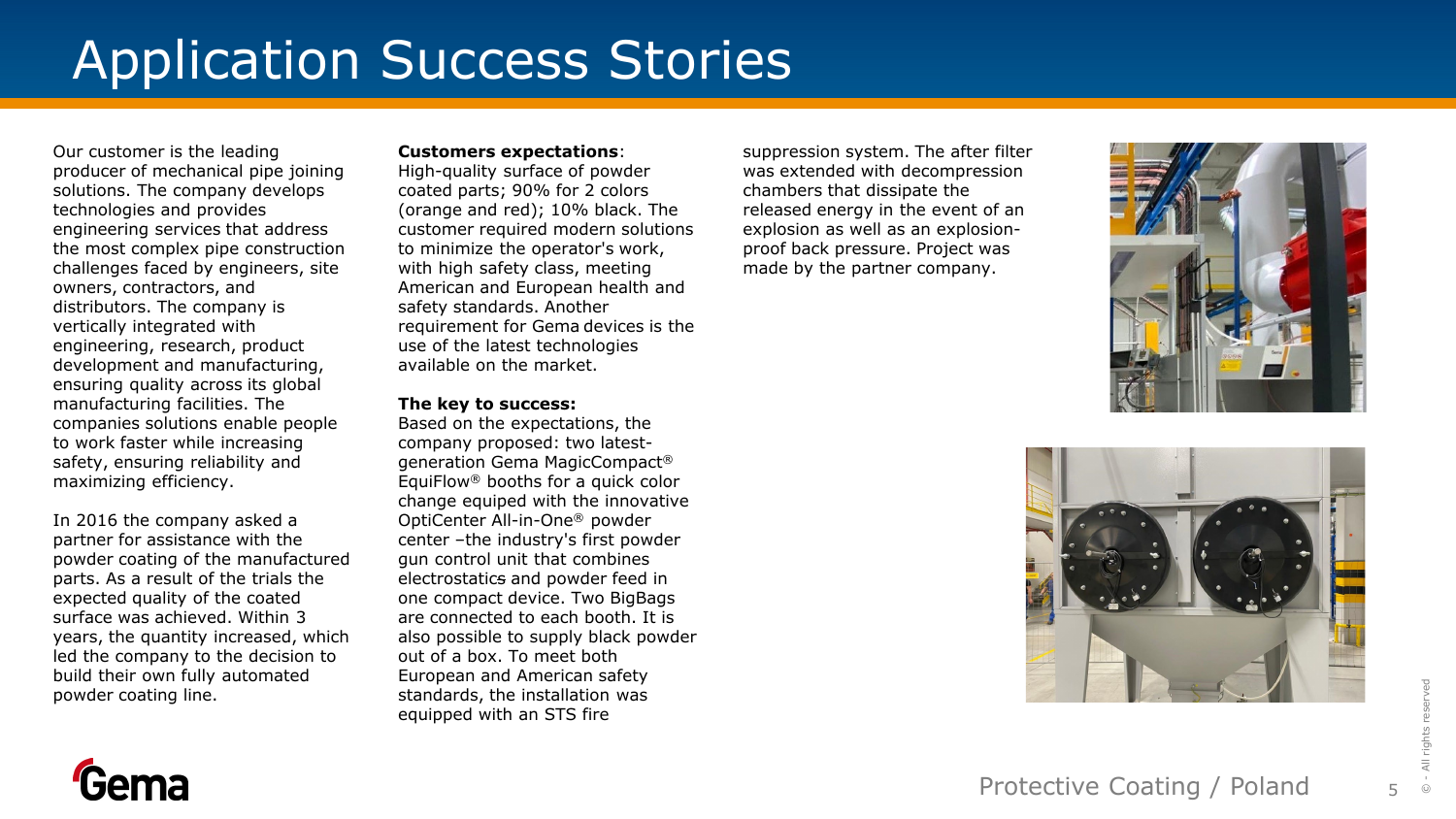# Application Success Stories

Our customer is the leading producer of mechanical pipe joining solutions. The company develops technologies and provides engineering services that address the most complex pipe construction challenges faced by engineers, site owners, contractors, and distributors. The company is vertically integrated with engineering, research, product development and manufacturing, ensuring quality across its global manufacturing facilities. The companies solutions enable people to work faster while increasing safety, ensuring reliability and maximizing efficiency.

In 2016 the company asked a partner for assistance with the powder coating of the manufactured parts. As a result of the trials the expected quality of the coated surface was achieved. Within 3 years, the quantity increased, which led the company to the decision to build their own fully automated powder coating line.

**Customers expectations**:
High-quality surface of powder coated parts; 90% for 2 colors (orange and red); 10% black. The customer required modern solutions to minimize the operator's work, with high safety class, meeting American and European health and safety standards. Another requirement for Gema devices is the use of the latest technologies available on the market.

**The key to success:**
Based on the expectations, the company proposed: two latest-generation Gema MagicCompact® EquiFlow® booths for a quick color change equiped with the innovative OptiCenter All-in-One® powder center –the industry's first powder gun control unit that combines electrostatics and powder feed in one compact device. Two BigBags are connected to each booth. It is also possible to supply black powder out of a box. To meet both European and American safety standards, the installation was equipped with an STS fire suppression system. The after filter was extended with decompression chambers that dissipate the released energy in the event of an explosion as well as an explosion-proof back pressure. Project was made by the partner company.

Protective Coating / Poland